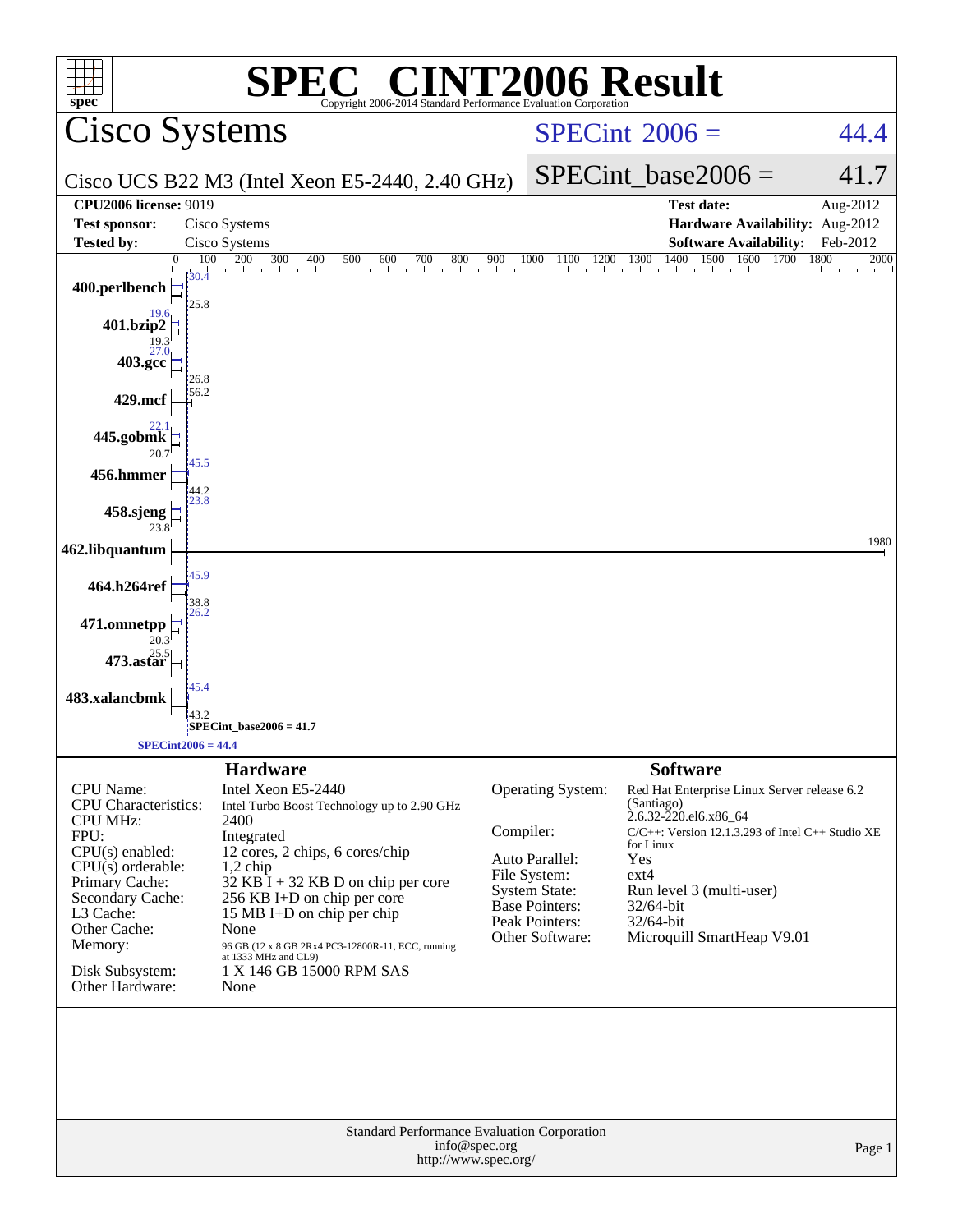# SPEC® CINT2006 Result

Copyright 2006-2014 Standard Performance Evaluation Corporation

## Cisco Systems

Cisco UCS B22 M3 (Intel Xeon E5-2440, 2.40 GHz)

SPECint_2006 = 44.4

SPECint_base2006 = 41.7

| | | | |
|---|---|---|---|
| **CPU2006 license:** 9019 | | **Test date:** | Aug-2012 |
| **Test sponsor:** | Cisco Systems | **Hardware Availability:** | Aug-2012 |
| **Tested by:** | Cisco Systems | **Software Availability:** | Feb-2012 |

| Benchmark | Peak | Base |
|---|---|---|
| 400.perlbench | 30.4 | 25.8 |
| 401.bzip2 | 19.6 | 19.3 |
| 403.gcc | 27.0 | 26.8 |
| 429.mcf | 56.2 | |
| 445.gobmk | 22.1 | 20.7 |
| 456.hmmer | 45.5 | 44.2 |
| 458.sjeng | 23.8 | 23.8 |
| 462.libquantum | 1980 | |
| 464.h264ref | 45.9 | 38.8 |
| 471.omnetpp | 26.2 | 20.3 |
| 473.astar | 25.5 | |
| 483.xalancbmk | 45.4 | 43.2 |

SPECint_base2006 = 41.7

SPECint2006 = 44.4

### Hardware

| | |
|---|---|
| CPU Name: | Intel Xeon E5-2440 |
| CPU Characteristics: | Intel Turbo Boost Technology up to 2.90 GHz |
| CPU MHz: | 2400 |
| FPU: | Integrated |
| CPU(s) enabled: | 12 cores, 2 chips, 6 cores/chip |
| CPU(s) orderable: | 1,2 chip |
| Primary Cache: | 32 KB I + 32 KB D on chip per core |
| Secondary Cache: | 256 KB I+D on chip per core |
| L3 Cache: | 15 MB I+D on chip per chip |
| Other Cache: | None |
| Memory: | 96 GB (12 x 8 GB 2Rx4 PC3-12800R-11, ECC, running at 1333 MHz and CL9) |
| Disk Subsystem: | 1 X 146 GB 15000 RPM SAS |
| Other Hardware: | None |

### Software

| | |
|---|---|
| Operating System: | Red Hat Enterprise Linux Server release 6.2 (Santiago) 2.6.32-220.el6.x86_64 |
| Compiler: | C/C++: Version 12.1.3.293 of Intel C++ Studio XE for Linux |
| Auto Parallel: | Yes |
| File System: | ext4 |
| System State: | Run level 3 (multi-user) |
| Base Pointers: | 32/64-bit |
| Peak Pointers: | 32/64-bit |
| Other Software: | Microquill SmartHeap V9.01 |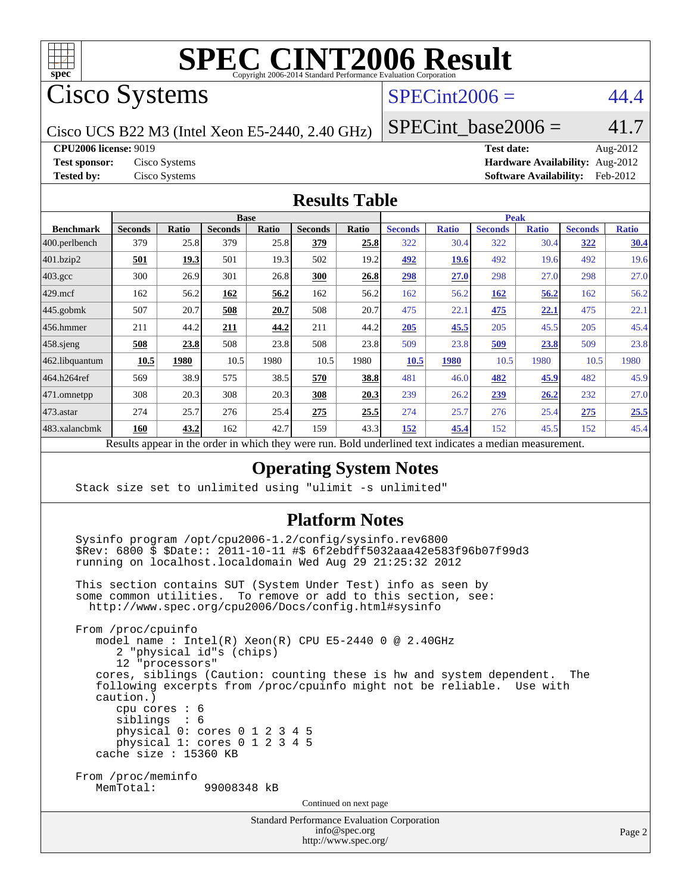# SPEC CINT2006 Result

Copyright 2006-2014 Standard Performance Evaluation Corporation

## Cisco Systems

Cisco UCS B22 M3 (Intel Xeon E5-2440, 2.40 GHz)

SPECint2006 = 44.4

SPECint_base2006 = 41.7

**CPU2006 license:** 9019
**Test sponsor:** Cisco Systems
**Tested by:** Cisco Systems

**Test date:** Aug-2012
**Hardware Availability:** Aug-2012
**Software Availability:** Feb-2012

## Results Table

| Benchmark | Base | | | | | | Peak | | | | | |
|---|---|---|---|---|---|---|---|---|---|---|---|---|
| | Seconds | Ratio | Seconds | Ratio | Seconds | Ratio | Seconds | Ratio | Seconds | Ratio | Seconds | Ratio |
| 400.perlbench | 379 | 25.8 | 379 | 25.8 | **379** | **25.8** | 322 | 30.4 | 322 | 30.4 | **322** | **30.4** |
| 401.bzip2 | **501** | **19.3** | 501 | 19.3 | 502 | 19.2 | **492** | **19.6** | 492 | 19.6 | 492 | 19.6 |
| 403.gcc | 300 | 26.9 | 301 | 26.8 | **300** | **26.8** | **298** | **27.0** | 298 | 27.0 | 298 | 27.0 |
| 429.mcf | 162 | 56.2 | **162** | **56.2** | 162 | 56.2 | 162 | 56.2 | **162** | **56.2** | 162 | 56.2 |
| 445.gobmk | 507 | 20.7 | **508** | **20.7** | 508 | 20.7 | 475 | 22.1 | **475** | **22.1** | 475 | 22.1 |
| 456.hmmer | 211 | 44.2 | **211** | **44.2** | 211 | 44.2 | **205** | **45.5** | 205 | 45.5 | 205 | 45.4 |
| 458.sjeng | **508** | **23.8** | 508 | 23.8 | 508 | 23.8 | 509 | 23.8 | **509** | **23.8** | 509 | 23.8 |
| 462.libquantum | **10.5** | **1980** | 10.5 | 1980 | 10.5 | 1980 | **10.5** | **1980** | 10.5 | 1980 | 10.5 | 1980 |
| 464.h264ref | 569 | 38.9 | 575 | 38.5 | **570** | **38.8** | 481 | 46.0 | **482** | **45.9** | 482 | 45.9 |
| 471.omnetpp | 308 | 20.3 | 308 | 20.3 | **308** | **20.3** | 239 | 26.2 | **239** | **26.2** | 232 | 27.0 |
| 473.astar | 274 | 25.7 | 276 | 25.4 | **275** | **25.5** | 274 | 25.7 | 276 | 25.4 | **275** | **25.5** |
| 483.xalancbmk | **160** | **43.2** | 162 | 42.7 | 159 | 43.3 | **152** | **45.4** | 152 | 45.5 | 152 | 45.4 |

Results appear in the order in which they were run. Bold underlined text indicates a median measurement.

## Operating System Notes

```
Stack size set to unlimited using "ulimit -s unlimited"
```

## Platform Notes

```
Sysinfo program /opt/cpu2006-1.2/config/sysinfo.rev6800
$Rev: 6800 $ $Date:: 2011-10-11 #$ 6f2ebdff5032aaa42e583f96b07f99d3
running on localhost.localdomain Wed Aug 29 21:25:32 2012

This section contains SUT (System Under Test) info as seen by
some common utilities.  To remove or add to this section, see:
  http://www.spec.org/cpu2006/Docs/config.html#sysinfo

From /proc/cpuinfo
   model name : Intel(R) Xeon(R) CPU E5-2440 0 @ 2.40GHz
      2 "physical id"s (chips)
      12 "processors"
   cores, siblings (Caution: counting these is hw and system dependent.  The
   following excerpts from /proc/cpuinfo might not be reliable.  Use with
   caution.)
      cpu cores : 6
      siblings  : 6
      physical 0: cores 0 1 2 3 4 5
      physical 1: cores 0 1 2 3 4 5
   cache size : 15360 KB

From /proc/meminfo
   MemTotal:       99008348 kB
```

Continued on next page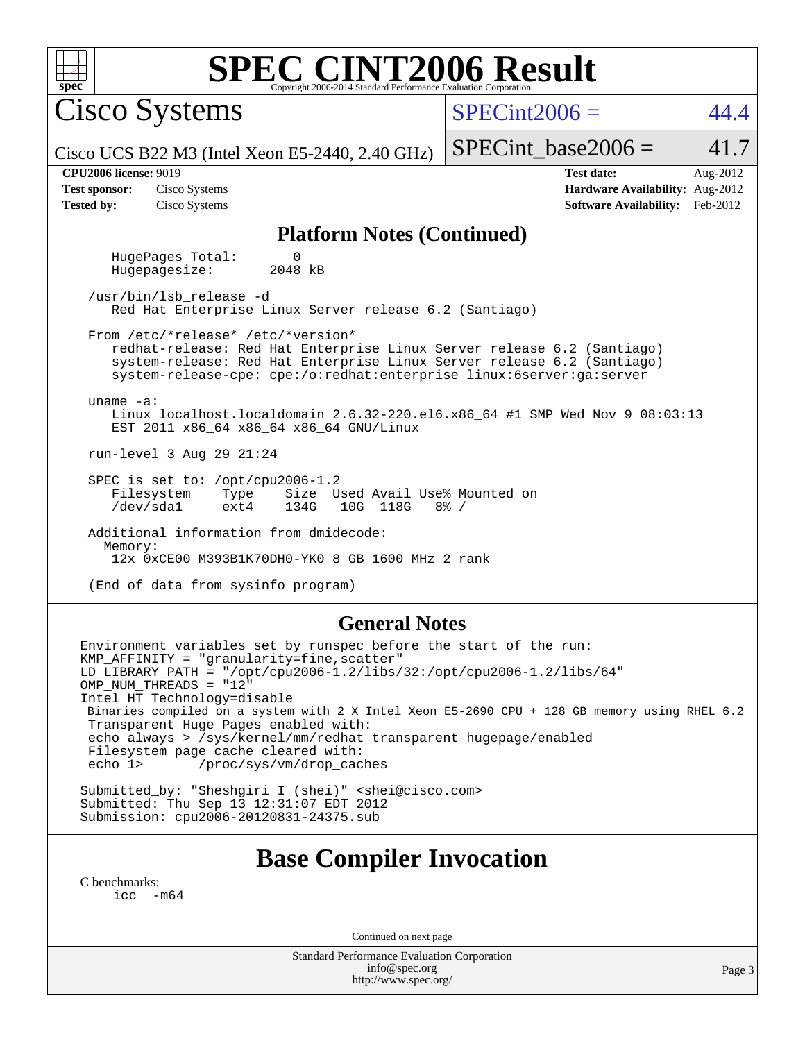## Platform Notes (Continued)

```
    HugePages_Total:       0
    Hugepagesize:       2048 kB

  /usr/bin/lsb_release -d
     Red Hat Enterprise Linux Server release 6.2 (Santiago)

  From /etc/*release* /etc/*version*
     redhat-release: Red Hat Enterprise Linux Server release 6.2 (Santiago)
     system-release: Red Hat Enterprise Linux Server release 6.2 (Santiago)
     system-release-cpe: cpe:/o:redhat:enterprise_linux:6server:ga:server

  uname -a:
     Linux localhost.localdomain 2.6.32-220.el6.x86_64 #1 SMP Wed Nov 9 08:03:13
     EST 2011 x86_64 x86_64 x86_64 GNU/Linux

  run-level 3 Aug 29 21:24

  SPEC is set to: /opt/cpu2006-1.2
     Filesystem     Type    Size  Used Avail Use% Mounted on
     /dev/sda1      ext4    134G   10G  118G   8% /

  Additional information from dmidecode:
    Memory:
     12x 0xCE00 M393B1K70DH0-YK0 8 GB 1600 MHz 2 rank

  (End of data from sysinfo program)
```

## General Notes

```
Environment variables set by runspec before the start of the run:
KMP_AFFINITY = "granularity=fine,scatter"
LD_LIBRARY_PATH = "/opt/cpu2006-1.2/libs/32:/opt/cpu2006-1.2/libs/64"
OMP_NUM_THREADS = "12"
Intel HT Technology=disable
 Binaries compiled on a system with 2 X Intel Xeon E5-2690 CPU + 128 GB memory using RHEL 6.2
 Transparent Huge Pages enabled with:
 echo always > /sys/kernel/mm/redhat_transparent_hugepage/enabled
 Filesystem page cache cleared with:
 echo 1>       /proc/sys/vm/drop_caches

Submitted_by: "Sheshgiri I (shei)" <shei@cisco.com>
Submitted: Thu Sep 13 12:31:07 EDT 2012
Submission: cpu2006-20120831-24375.sub
```

# Base Compiler Invocation

C benchmarks:
icc -m64

Continued on next page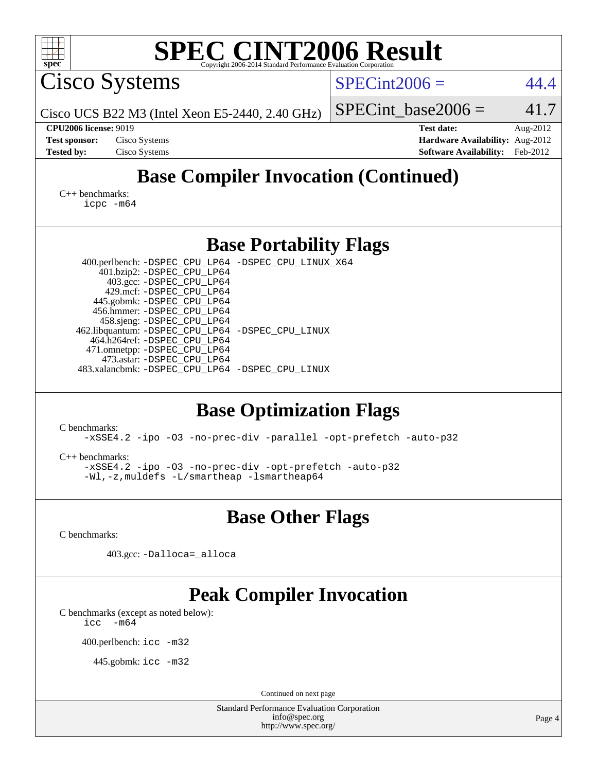# SPEC CINT2006 Result

Cisco Systems

Cisco UCS B22 M3 (Intel Xeon E5-2440, 2.40 GHz)

SPECint2006 = 44.4

SPECint_base2006 = 41.7

**CPU2006 license:** 9019
**Test sponsor:** Cisco Systems
**Tested by:** Cisco Systems

**Test date:** Aug-2012
**Hardware Availability:** Aug-2012
**Software Availability:** Feb-2012

## Base Compiler Invocation (Continued)

C++ benchmarks:
```
icpc -m64
```

## Base Portability Flags

| | |
|---|---|
| 400.perlbench: | -DSPEC_CPU_LP64 -DSPEC_CPU_LINUX_X64 |
| 401.bzip2: | -DSPEC_CPU_LP64 |
| 403.gcc: | -DSPEC_CPU_LP64 |
| 429.mcf: | -DSPEC_CPU_LP64 |
| 445.gobmk: | -DSPEC_CPU_LP64 |
| 456.hmmer: | -DSPEC_CPU_LP64 |
| 458.sjeng: | -DSPEC_CPU_LP64 |
| 462.libquantum: | -DSPEC_CPU_LP64 -DSPEC_CPU_LINUX |
| 464.h264ref: | -DSPEC_CPU_LP64 |
| 471.omnetpp: | -DSPEC_CPU_LP64 |
| 473.astar: | -DSPEC_CPU_LP64 |
| 483.xalancbmk: | -DSPEC_CPU_LP64 -DSPEC_CPU_LINUX |

## Base Optimization Flags

C benchmarks:
```
-xSSE4.2 -ipo -O3 -no-prec-div -parallel -opt-prefetch -auto-p32
```

C++ benchmarks:
```
-xSSE4.2 -ipo -O3 -no-prec-div -opt-prefetch -auto-p32
-Wl,-z,muldefs -L/smartheap -lsmartheap64
```

## Base Other Flags

C benchmarks:

403.gcc: `-Dalloca=_alloca`

## Peak Compiler Invocation

C benchmarks (except as noted below):
```
icc  -m64
```

400.perlbench: `icc -m32`

445.gobmk: `icc -m32`

Continued on next page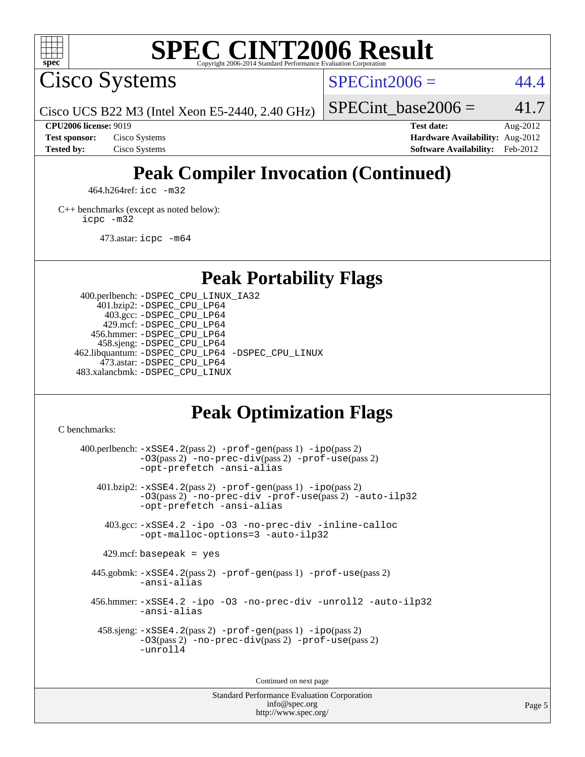# SPEC CINT2006 Result

Cisco Systems

Cisco UCS B22 M3 (Intel Xeon E5-2440, 2.40 GHz)

SPECint2006 = 44.4

SPECint_base2006 = 41.7

**CPU2006 license:** 9019
**Test sponsor:** Cisco Systems
**Tested by:** Cisco Systems

**Test date:** Aug-2012
**Hardware Availability:** Aug-2012
**Software Availability:** Feb-2012

## Peak Compiler Invocation (Continued)

464.h264ref: `icc -m32`

C++ benchmarks (except as noted below):
`icpc -m32`

473.astar: `icpc -m64`

## Peak Portability Flags

400.perlbench: `-DSPEC_CPU_LINUX_IA32`
401.bzip2: `-DSPEC_CPU_LP64`
403.gcc: `-DSPEC_CPU_LP64`
429.mcf: `-DSPEC_CPU_LP64`
456.hmmer: `-DSPEC_CPU_LP64`
458.sjeng: `-DSPEC_CPU_LP64`
462.libquantum: `-DSPEC_CPU_LP64 -DSPEC_CPU_LINUX`
473.astar: `-DSPEC_CPU_LP64`
483.xalancbmk: `-DSPEC_CPU_LINUX`

## Peak Optimization Flags

C benchmarks:

400.perlbench: `-xSSE4.2`(pass 2) `-prof-gen`(pass 1) `-ipo`(pass 2) `-O3`(pass 2) `-no-prec-div`(pass 2) `-prof-use`(pass 2) `-opt-prefetch -ansi-alias`

401.bzip2: `-xSSE4.2`(pass 2) `-prof-gen`(pass 1) `-ipo`(pass 2) `-O3`(pass 2) `-no-prec-div -prof-use`(pass 2) `-auto-ilp32 -opt-prefetch -ansi-alias`

403.gcc: `-xSSE4.2 -ipo -O3 -no-prec-div -inline-calloc -opt-malloc-options=3 -auto-ilp32`

429.mcf: `basepeak = yes`

445.gobmk: `-xSSE4.2`(pass 2) `-prof-gen`(pass 1) `-prof-use`(pass 2) `-ansi-alias`

456.hmmer: `-xSSE4.2 -ipo -O3 -no-prec-div -unroll2 -auto-ilp32 -ansi-alias`

458.sjeng: `-xSSE4.2`(pass 2) `-prof-gen`(pass 1) `-ipo`(pass 2) `-O3`(pass 2) `-no-prec-div`(pass 2) `-prof-use`(pass 2) `-unroll4`

Continued on next page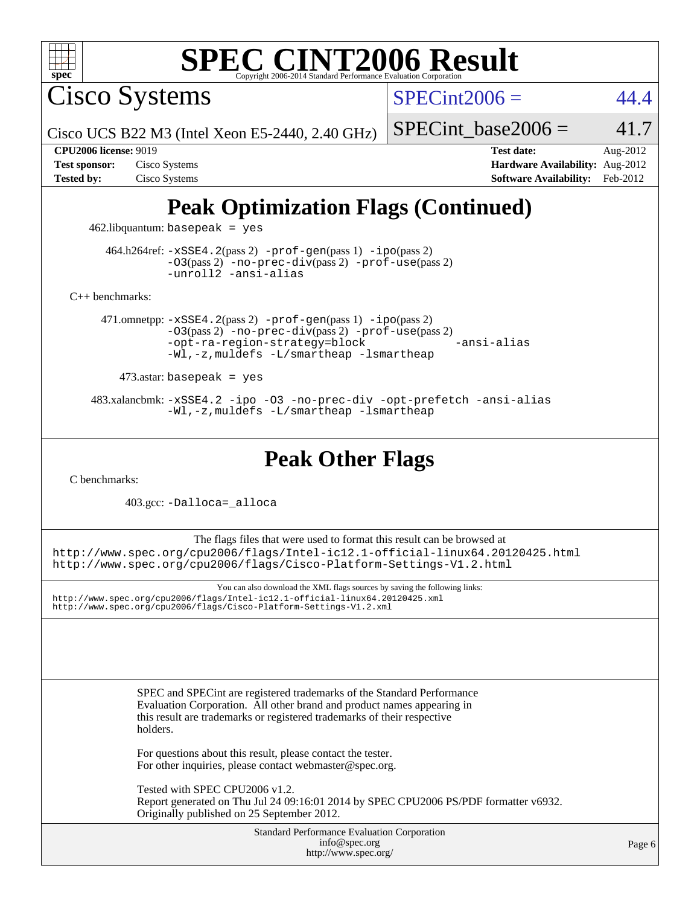# Peak Optimization Flags (Continued)

462.libquantum: basepeak = yes

464.h264ref: -xSSE4.2(pass 2) -prof-gen(pass 1) -ipo(pass 2) -O3(pass 2) -no-prec-div(pass 2) -prof-use(pass 2) -unroll2 -ansi-alias

C++ benchmarks:

471.omnetpp: -xSSE4.2(pass 2) -prof-gen(pass 1) -ipo(pass 2) -O3(pass 2) -no-prec-div(pass 2) -prof-use(pass 2) -opt-ra-region-strategy=block -ansi-alias -Wl,-z,muldefs -L/smartheap -lsmartheap

473.astar: basepeak = yes

483.xalancbmk: -xSSE4.2 -ipo -O3 -no-prec-div -opt-prefetch -ansi-alias -Wl,-z,muldefs -L/smartheap -lsmartheap

# Peak Other Flags

C benchmarks:

403.gcc: -Dalloca=_alloca

The flags files that were used to format this result can be browsed at
http://www.spec.org/cpu2006/flags/Intel-ic12.1-official-linux64.20120425.html
http://www.spec.org/cpu2006/flags/Cisco-Platform-Settings-V1.2.html

You can also download the XML flags sources by saving the following links:
http://www.spec.org/cpu2006/flags/Intel-ic12.1-official-linux64.20120425.xml
http://www.spec.org/cpu2006/flags/Cisco-Platform-Settings-V1.2.xml

SPEC and SPECint are registered trademarks of the Standard Performance Evaluation Corporation. All other brand and product names appearing in this result are trademarks or registered trademarks of their respective holders.

For questions about this result, please contact the tester.
For other inquiries, please contact webmaster@spec.org.

Tested with SPEC CPU2006 v1.2.
Report generated on Thu Jul 24 09:16:01 2014 by SPEC CPU2006 PS/PDF formatter v6932.
Originally published on 25 September 2012.